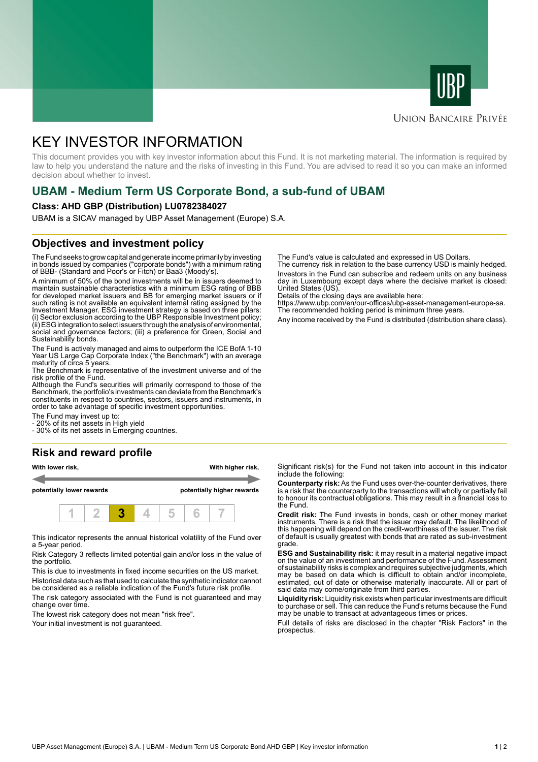UBP

Union Bancaire Privée

# KEY INVESTOR INFORMATION

This document provides you with key investor information about this Fund. It is not marketing material. The information is required by law to help you understand the nature and the risks of investing in this Fund. You are advised to read it so you can make an informed decision about whether to invest.

## UBAM - Medium Term US Corporate Bond, a sub-fund of UBAM

**Class: AHD GBP (Distribution) LU0782384027**

UBAM is a SICAV managed by UBP Asset Management (Europe) S.A.

## Objectives and investment policy

The Fund seeks to grow capital and generate income primarily by investing in bonds issued by companies ("corporate bonds") with a minimum rating of BBB- (Standard and Poor's or Fitch) or Baa3 (Moody's).

A minimum of 50% of the bond investments will be in issuers deemed to maintain sustainable characteristics with a minimum ESG rating of BBB for developed market issuers and BB for emerging market issuers or if such rating is not available an equivalent internal rating assigned by the Investment Manager. ESG investment strategy is based on three pillars: (i) Sector exclusion according to the UBP Responsible Investment policy; (ii) ESG integration to select issuers through the analysis of environmental, social and governance factors; (iii) a preference for Green, Social and Sustainability bonds.

The Fund is actively managed and aims to outperform the ICE BofA 1-10 Year US Large Cap Corporate Index ("the Benchmark") with an average maturity of circa 5 years.
The Benchmark is representative of the investment universe and of the risk profile of the Fund.
Although the Fund's securities will primarily correspond to those of the Benchmark, the portfolio's investments can deviate from the Benchmark's constituents in respect to countries, sectors, issuers and instruments, in order to take advantage of specific investment opportunities.

The Fund may invest up to:
- 20% of its net assets in High yield
- 30% of its net assets in Emerging countries.

The Fund's value is calculated and expressed in US Dollars.
The currency risk in relation to the base currency USD is mainly hedged.

Investors in the Fund can subscribe and redeem units on any business day in Luxembourg except days where the decisive market is closed: United States (US).
Details of the closing days are available here:
https://www.ubp.com/en/our-offices/ubp-asset-management-europe-sa.
The recommended holding period is minimum three years.

Any income received by the Fund is distributed (distribution share class).

## Risk and reward profile

**With lower risk,** **potentially lower rewards** ← → **With higher risk,** **potentially higher rewards**

| 1 | 2 | **3** | 4 | 5 | 6 | 7 |
|---|---|---|---|---|---|---|

This indicator represents the annual historical volatility of the Fund over a 5-year period.

Risk Category 3 reflects limited potential gain and/or loss in the value of the portfolio.

This is due to investments in fixed income securities on the US market.

Historical data such as that used to calculate the synthetic indicator cannot be considered as a reliable indication of the Fund's future risk profile.

The risk category associated with the Fund is not guaranteed and may change over time.

The lowest risk category does not mean "risk free".

Your initial investment is not guaranteed.

Significant risk(s) for the Fund not taken into account in this indicator include the following:

**Counterparty risk:** As the Fund uses over-the-counter derivatives, there is a risk that the counterparty to the transactions will wholly or partially fail to honour its contractual obligations. This may result in a financial loss to the Fund.

**Credit risk:** The Fund invests in bonds, cash or other money market instruments. There is a risk that the issuer may default. The likelihood of this happening will depend on the credit-worthiness of the issuer. The risk of default is usually greatest with bonds that are rated as sub-investment grade.

**ESG and Sustainability risk:** it may result in a material negative impact on the value of an investment and performance of the Fund. Assessment of sustainability risks is complex and requires subjective judgments, which may be based on data which is difficult to obtain and/or incomplete, estimated, out of date or otherwise materially inaccurate. All or part of said data may come/originate from third parties.

**Liquidity risk:** Liquidity risk exists when particular investments are difficult to purchase or sell. This can reduce the Fund's returns because the Fund may be unable to transact at advantageous times or prices.

Full details of risks are disclosed in the chapter "Risk Factors" in the prospectus.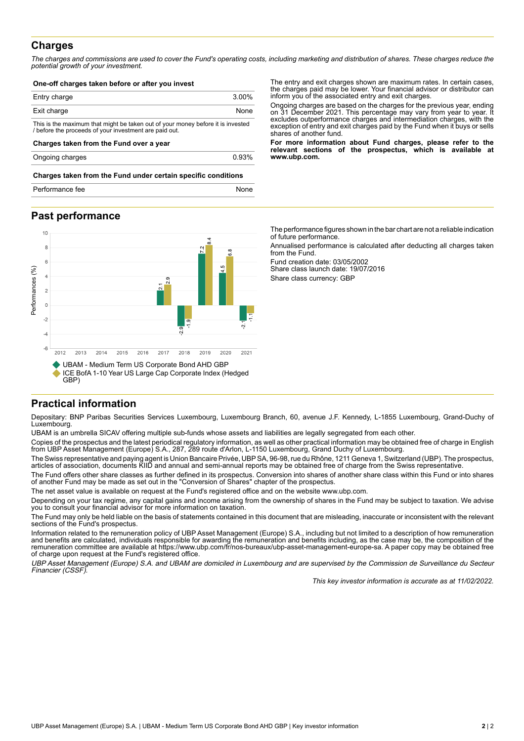## Charges

*The charges and commissions are used to cover the Fund's operating costs, including marketing and distribution of shares. These charges reduce the potential growth of your investment.*

| One-off charges taken before or after you invest | |
|---|---|
| Entry charge | 3.00% |
| Exit charge | None |

This is the maximum that might be taken out of your money before it is invested / before the proceeds of your investment are paid out.

| Charges taken from the Fund over a year | |
|---|---|
| Ongoing charges | 0.93% |

| Charges taken from the Fund under certain specific conditions | |
|---|---|
| Performance fee | None |

The entry and exit charges shown are maximum rates. In certain cases, the charges paid may be lower. Your financial advisor or distributor can inform you of the associated entry and exit charges.

Ongoing charges are based on the charges for the previous year, ending on 31 December 2021. This percentage may vary from year to year. It excludes outperformance charges and intermediation charges, with the exception of entry and exit charges paid by the Fund when it buys or sells shares of another fund.

**For more information about Fund charges, please refer to the relevant sections of the prospectus, which is available at www.ubp.com.**

## Past performance

Performances (%)

10, 8, 6, 4, 2, 0, -2, -4, -6

2012, 2013, 2014, 2015, 2016, 2017, 2018, 2019, 2020, 2021

2.1, 2.9, -2.9, -1.9, 7.2, 8.4, 4.5, 6.8, -2.1, -1.1

UBAM - Medium Term US Corporate Bond AHD GBP

ICE BofA 1-10 Year US Large Cap Corporate Index (Hedged GBP)

The performance figures shown in the bar chart are not a reliable indication of future performance.

Annualised performance is calculated after deducting all charges taken from the Fund.

Fund creation date: 03/05/2002  
Share class launch date: 19/07/2016  
Share class currency: GBP

## Practical information

Depositary: BNP Paribas Securities Services Luxembourg, Luxembourg Branch, 60, avenue J.F. Kennedy, L-1855 Luxembourg, Grand-Duchy of Luxembourg.

UBAM is an umbrella SICAV offering multiple sub-funds whose assets and liabilities are legally segregated from each other.

Copies of the prospectus and the latest periodical regulatory information, as well as other practical information may be obtained free of charge in English from UBP Asset Management (Europe) S.A., 287, 289 route d'Arlon, L-1150 Luxembourg, Grand Duchy of Luxembourg.

The Swiss representative and paying agent is Union Bancaire Privée, UBP SA, 96-98, rue du Rhône, 1211 Geneva 1, Switzerland (UBP). The prospectus, articles of association, documents KIID and annual and semi-annual reports may be obtained free of charge from the Swiss representative.

The Fund offers other share classes as further defined in its prospectus. Conversion into shares of another share class within this Fund or into shares of another Fund may be made as set out in the "Conversion of Shares" chapter of the prospectus.

The net asset value is available on request at the Fund's registered office and on the website www.ubp.com.

Depending on your tax regime, any capital gains and income arising from the ownership of shares in the Fund may be subject to taxation. We advise you to consult your financial advisor for more information on taxation.

The Fund may only be held liable on the basis of statements contained in this document that are misleading, inaccurate or inconsistent with the relevant sections of the Fund's prospectus.

Information related to the remuneration policy of UBP Asset Management (Europe) S.A., including but not limited to a description of how remuneration and benefits are calculated, individuals responsible for awarding the remuneration and benefits including, as the case may be, the composition of the remuneration committee are available at https://www.ubp.com/fr/nos-bureaux/ubp-asset-management-europe-sa. A paper copy may be obtained free of charge upon request at the Fund's registered office.

*UBP Asset Management (Europe) S.A. and UBAM are domiciled in Luxembourg and are supervised by the Commission de Surveillance du Secteur Financier (CSSF).*

*This key investor information is accurate as at 11/02/2022.*